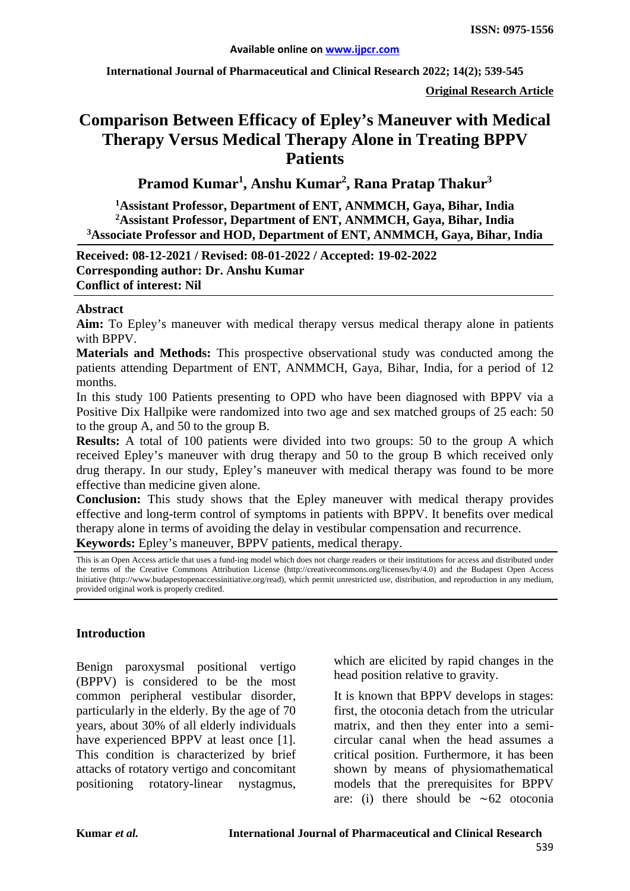**Available online on www.ijpcr.com**

**International Journal of Pharmaceutical and Clinical Research 2022; 14(2); 539-545**

**ISSN: 0975-1556**

**Original Research Article**

# Comparison Between Efficacy of Epley's Maneuver with Medical Therapy Versus Medical Therapy Alone in Treating BPPV Patients

**Pramod Kumar[1], Anshu Kumar[2], Rana Pratap Thakur[3]**

**[1]Assistant Professor, Department of ENT, ANMMCH, Gaya, Bihar, India**
**[2]Assistant Professor, Department of ENT, ANMMCH, Gaya, Bihar, India**
**[3]Associate Professor and HOD, Department of ENT, ANMMCH, Gaya, Bihar, India**

**Received: 08-12-2021 / Revised: 08-01-2022 / Accepted: 19-02-2022**
**Corresponding author: Dr. Anshu Kumar**
**Conflict of interest: Nil**

## Abstract

**Aim:** To Epley's maneuver with medical therapy versus medical therapy alone in patients with BPPV.

**Materials and Methods:** This prospective observational study was conducted among the patients attending Department of ENT, ANMMCH, Gaya, Bihar, India, for a period of 12 months.

In this study 100 Patients presenting to OPD who have been diagnosed with BPPV via a Positive Dix Hallpike were randomized into two age and sex matched groups of 25 each: 50 to the group A, and 50 to the group B.

**Results:** A total of 100 patients were divided into two groups: 50 to the group A which received Epley's maneuver with drug therapy and 50 to the group B which received only drug therapy. In our study, Epley's maneuver with medical therapy was found to be more effective than medicine given alone.

**Conclusion:** This study shows that the Epley maneuver with medical therapy provides effective and long-term control of symptoms in patients with BPPV. It benefits over medical therapy alone in terms of avoiding the delay in vestibular compensation and recurrence.

**Keywords:** Epley's maneuver, BPPV patients, medical therapy.

This is an Open Access article that uses a fund-ing model which does not charge readers or their institutions for access and distributed under the terms of the Creative Commons Attribution License (http://creativecommons.org/licenses/by/4.0) and the Budapest Open Access Initiative (http://www.budapestopenaccessinitiative.org/read), which permit unrestricted use, distribution, and reproduction in any medium, provided original work is properly credited.

## Introduction

Benign paroxysmal positional vertigo (BPPV) is considered to be the most common peripheral vestibular disorder, particularly in the elderly. By the age of 70 years, about 30% of all elderly individuals have experienced BPPV at least once [1]. This condition is characterized by brief attacks of rotatory vertigo and concomitant positioning rotatory-linear nystagmus, which are elicited by rapid changes in the head position relative to gravity.

It is known that BPPV develops in stages: first, the otoconia detach from the utricular matrix, and then they enter into a semi-circular canal when the head assumes a critical position. Furthermore, it has been shown by means of physiomathematical models that the prerequisites for BPPV are: (i) there should be ∼62 otoconia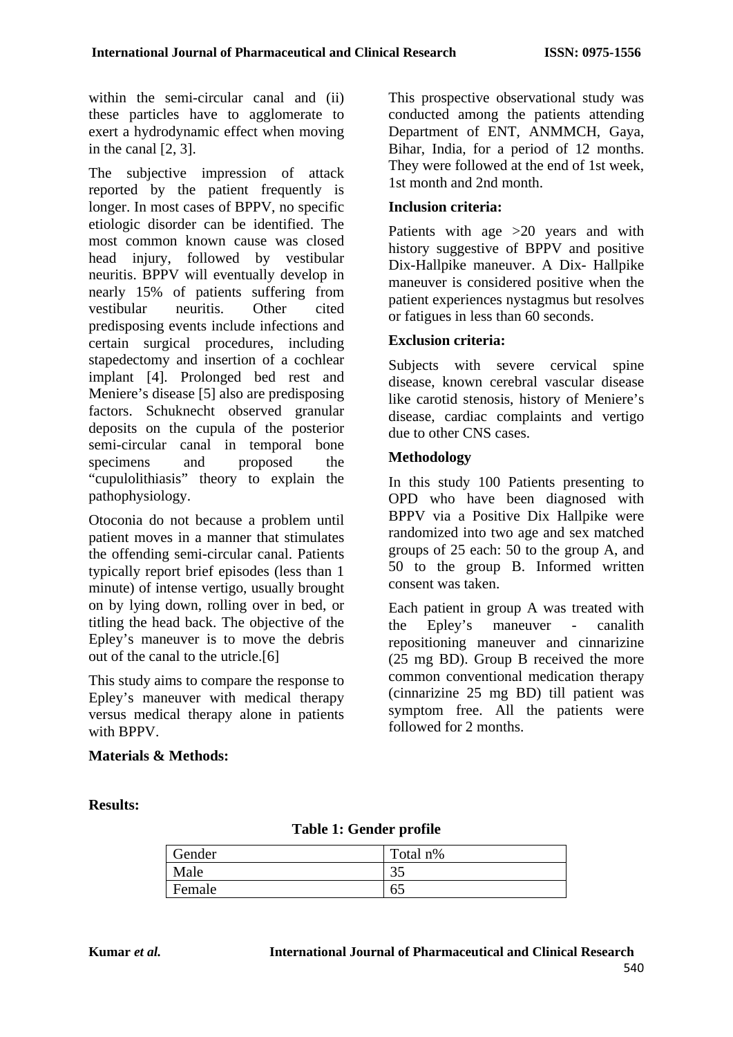within the semi-circular canal and (ii) these particles have to agglomerate to exert a hydrodynamic effect when moving in the canal [2, 3].

The subjective impression of attack reported by the patient frequently is longer. In most cases of BPPV, no specific etiologic disorder can be identified. The most common known cause was closed head injury, followed by vestibular neuritis. BPPV will eventually develop in nearly 15% of patients suffering from vestibular neuritis. Other cited predisposing events include infections and certain surgical procedures, including stapedectomy and insertion of a cochlear implant [4]. Prolonged bed rest and Meniere's disease [5] also are predisposing factors. Schuknecht observed granular deposits on the cupula of the posterior semi-circular canal in temporal bone specimens and proposed the "cupulolithiasis" theory to explain the pathophysiology.

Otoconia do not because a problem until patient moves in a manner that stimulates the offending semi-circular canal. Patients typically report brief episodes (less than 1 minute) of intense vertigo, usually brought on by lying down, rolling over in bed, or titling the head back. The objective of the Epley's maneuver is to move the debris out of the canal to the utricle.[6]

This study aims to compare the response to Epley's maneuver with medical therapy versus medical therapy alone in patients with BPPV.

## Materials & Methods:

This prospective observational study was conducted among the patients attending Department of ENT, ANMMCH, Gaya, Bihar, India, for a period of 12 months. They were followed at the end of 1st week, 1st month and 2nd month.

### Inclusion criteria:

Patients with age >20 years and with history suggestive of BPPV and positive Dix-Hallpike maneuver. A Dix- Hallpike maneuver is considered positive when the patient experiences nystagmus but resolves or fatigues in less than 60 seconds.

### Exclusion criteria:

Subjects with severe cervical spine disease, known cerebral vascular disease like carotid stenosis, history of Meniere's disease, cardiac complaints and vertigo due to other CNS cases.

### Methodology

In this study 100 Patients presenting to OPD who have been diagnosed with BPPV via a Positive Dix Hallpike were randomized into two age and sex matched groups of 25 each: 50 to the group A, and 50 to the group B. Informed written consent was taken.

Each patient in group A was treated with the Epley's maneuver - canalith repositioning maneuver and cinnarizine (25 mg BD). Group B received the more common conventional medication therapy (cinnarizine 25 mg BD) till patient was symptom free. All the patients were followed for 2 months.

## Results:

**Table 1: Gender profile**

| Gender | Total n% |
|---|---|
| Male | 35 |
| Female | 65 |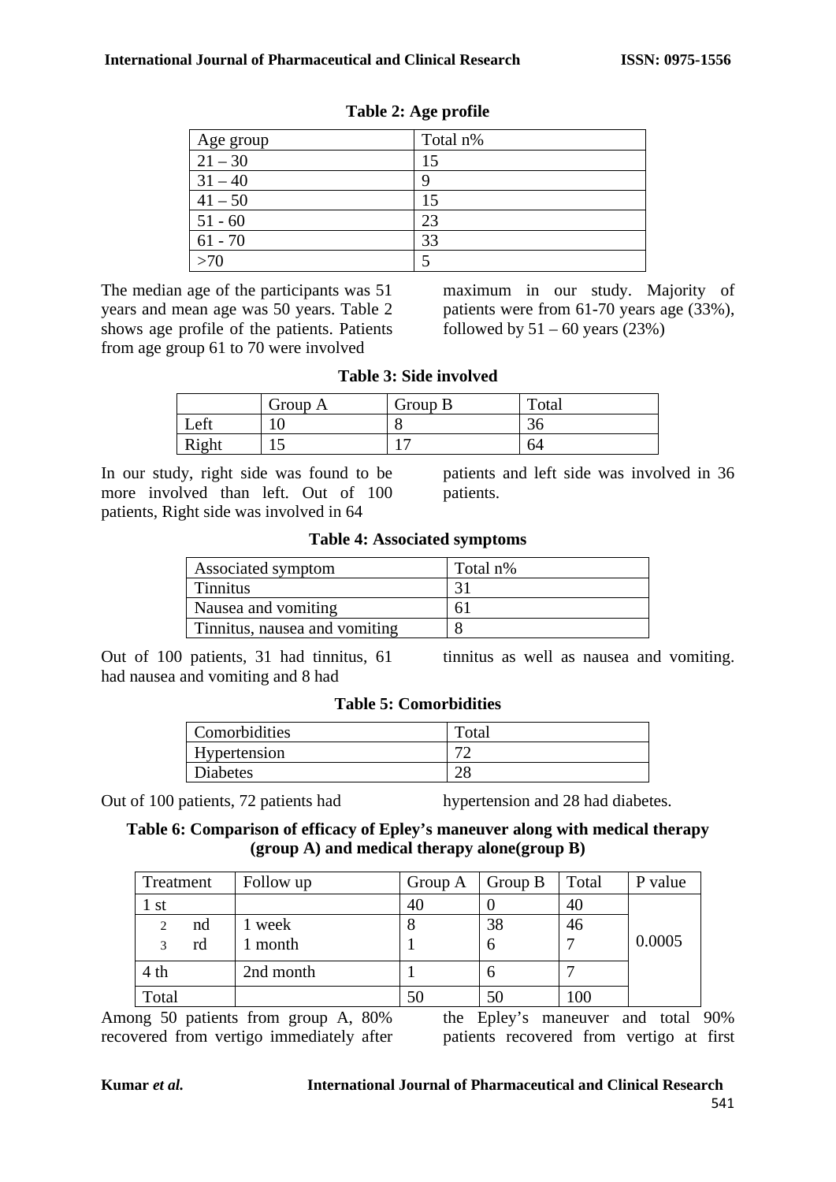**Table 2: Age profile**

| Age group | Total n% |
| --- | --- |
| 21 – 30 | 15 |
| 31 – 40 | 9 |
| 41 – 50 | 15 |
| 51 - 60 | 23 |
| 61 - 70 | 33 |
| >70 | 5 |

The median age of the participants was 51 years and mean age was 50 years. Table 2 shows age profile of the patients. Patients from age group 61 to 70 were involved maximum in our study. Majority of patients were from 61-70 years age (33%), followed by 51 – 60 years (23%)

**Table 3: Side involved**

| | Group A | Group B | Total |
| --- | --- | --- | --- |
| Left | 10 | 8 | 36 |
| Right | 15 | 17 | 64 |

In our study, right side was found to be more involved than left. Out of 100 patients, Right side was involved in 64 patients and left side was involved in 36 patients.

**Table 4: Associated symptoms**

| Associated symptom | Total n% |
| --- | --- |
| Tinnitus | 31 |
| Nausea and vomiting | 61 |
| Tinnitus, nausea and vomiting | 8 |

Out of 100 patients, 31 had tinnitus, 61 had nausea and vomiting and 8 had tinnitus as well as nausea and vomiting.

**Table 5: Comorbidities**

| Comorbidities | Total |
| --- | --- |
| Hypertension | 72 |
| Diabetes | 28 |

Out of 100 patients, 72 patients had hypertension and 28 had diabetes.

**Table 6: Comparison of efficacy of Epley's maneuver along with medical therapy (group A) and medical therapy alone(group B)**

| Treatment | Follow up | Group A | Group B | Total | P value |
| --- | --- | --- | --- | --- | --- |
| 1 st | | 40 | 0 | 40 | 0.0005 |
| 2nd | 1 week | 8 | 38 | 46 | |
| 3rd | 1 month | 1 | 6 | 7 | |
| 4 th | 2nd month | 1 | 6 | 7 | |
| Total | | 50 | 50 | 100 | |

Among 50 patients from group A, 80% recovered from vertigo immediately after the Epley's maneuver and total 90% patients recovered from vertigo at first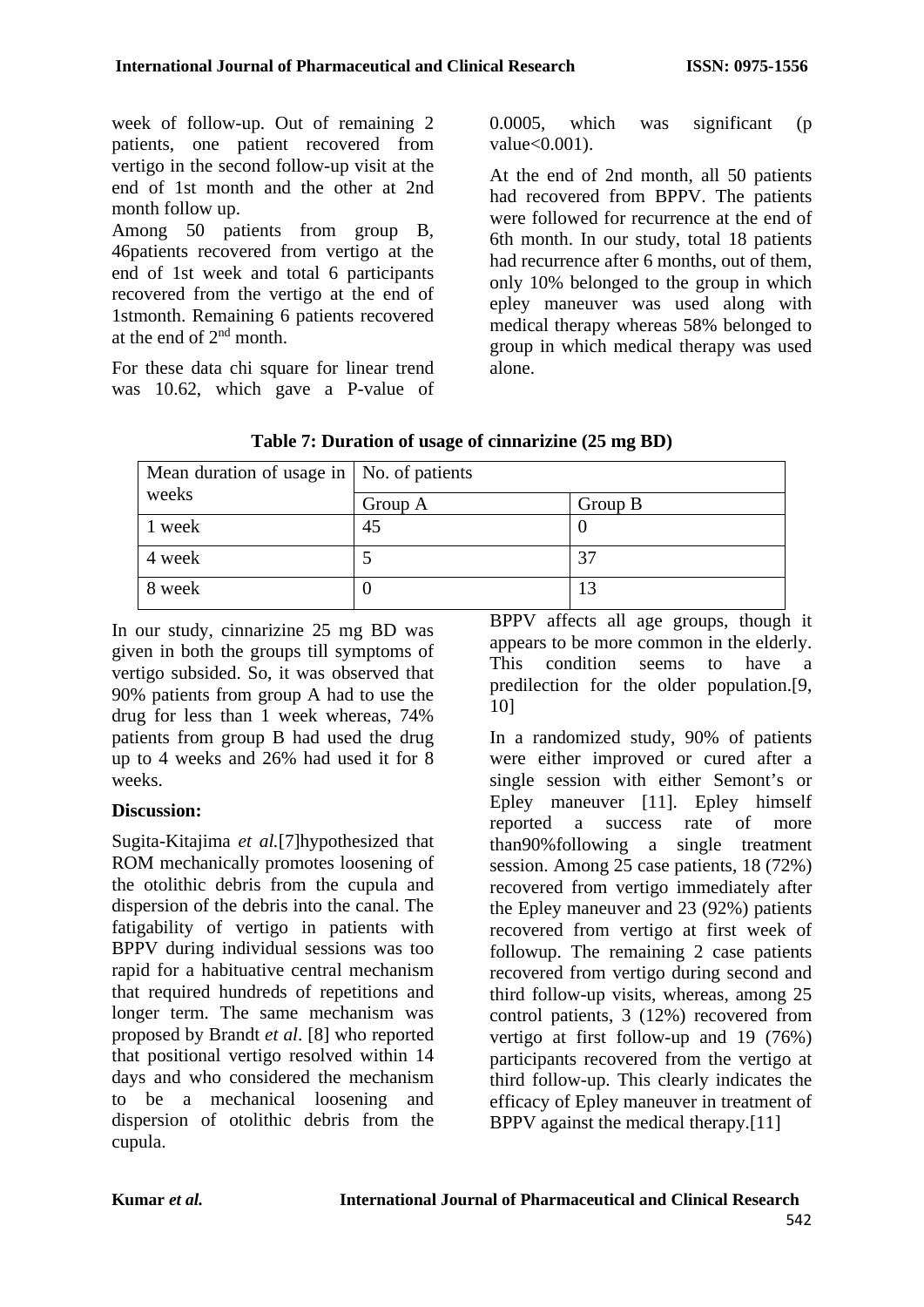week of follow-up. Out of remaining 2 patients, one patient recovered from vertigo in the second follow-up visit at the end of 1st month and the other at 2nd month follow up.

Among 50 patients from group B, 46patients recovered from vertigo at the end of 1st week and total 6 participants recovered from the vertigo at the end of 1stmonth. Remaining 6 patients recovered at the end of 2nd month.

For these data chi square for linear trend was 10.62, which gave a P-value of 0.0005, which was significant (p value<0.001).

At the end of 2nd month, all 50 patients had recovered from BPPV. The patients were followed for recurrence at the end of 6th month. In our study, total 18 patients had recurrence after 6 months, out of them, only 10% belonged to the group in which epley maneuver was used along with medical therapy whereas 58% belonged to group in which medical therapy was used alone.

**Table 7: Duration of usage of cinnarizine (25 mg BD)**

| Mean duration of usage in weeks | No. of patients | |
|---|---|---|
| | Group A | Group B |
| 1 week | 45 | 0 |
| 4 week | 5 | 37 |
| 8 week | 0 | 13 |

In our study, cinnarizine 25 mg BD was given in both the groups till symptoms of vertigo subsided. So, it was observed that 90% patients from group A had to use the drug for less than 1 week whereas, 74% patients from group B had used the drug up to 4 weeks and 26% had used it for 8 weeks.

**Discussion:**

Sugita-Kitajima *et al.*[7]hypothesized that ROM mechanically promotes loosening of the otolithic debris from the cupula and dispersion of the debris into the canal. The fatigability of vertigo in patients with BPPV during individual sessions was too rapid for a habituative central mechanism that required hundreds of repetitions and longer term. The same mechanism was proposed by Brandt *et al*. [8] who reported that positional vertigo resolved within 14 days and who considered the mechanism to be a mechanical loosening and dispersion of otolithic debris from the cupula.

BPPV affects all age groups, though it appears to be more common in the elderly. This condition seems to have a predilection for the older population.[9, 10]

In a randomized study, 90% of patients were either improved or cured after a single session with either Semont's or Epley maneuver [11]. Epley himself reported a success rate of more than90%following a single treatment session. Among 25 case patients, 18 (72%) recovered from vertigo immediately after the Epley maneuver and 23 (92%) patients recovered from vertigo at first week of followup. The remaining 2 case patients recovered from vertigo during second and third follow-up visits, whereas, among 25 control patients, 3 (12%) recovered from vertigo at first follow-up and 19 (76%) participants recovered from the vertigo at third follow-up. This clearly indicates the efficacy of Epley maneuver in treatment of BPPV against the medical therapy.[11]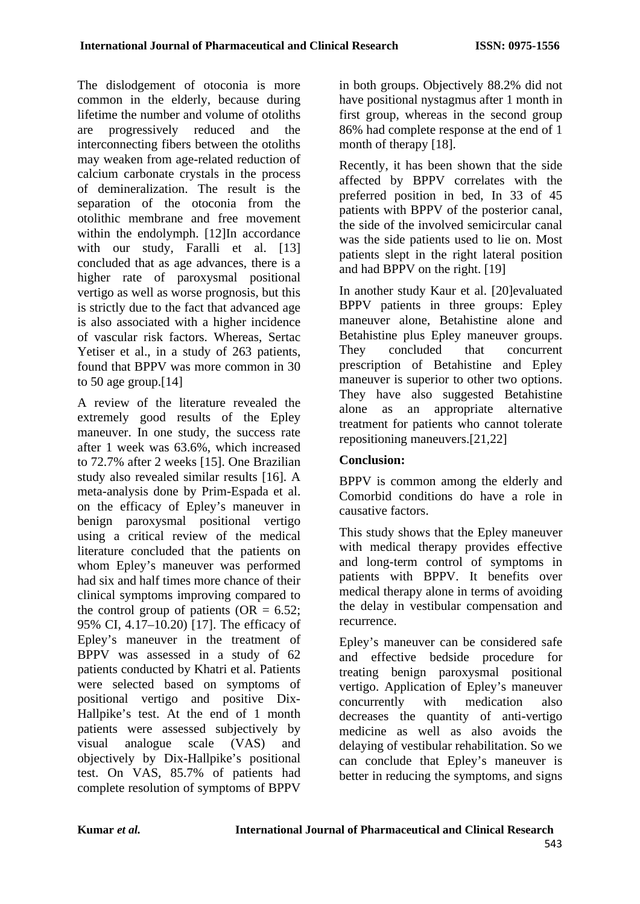The dislodgement of otoconia is more common in the elderly, because during lifetime the number and volume of otoliths are progressively reduced and the interconnecting fibers between the otoliths may weaken from age-related reduction of calcium carbonate crystals in the process of demineralization. The result is the separation of the otoconia from the otolithic membrane and free movement within the endolymph. [12]In accordance with our study, Faralli et al. [13] concluded that as age advances, there is a higher rate of paroxysmal positional vertigo as well as worse prognosis, but this is strictly due to the fact that advanced age is also associated with a higher incidence of vascular risk factors. Whereas, Sertac Yetiser et al., in a study of 263 patients, found that BPPV was more common in 30 to 50 age group.[14]

A review of the literature revealed the extremely good results of the Epley maneuver. In one study, the success rate after 1 week was 63.6%, which increased to 72.7% after 2 weeks [15]. One Brazilian study also revealed similar results [16]. A meta-analysis done by Prim-Espada et al. on the efficacy of Epley's maneuver in benign paroxysmal positional vertigo using a critical review of the medical literature concluded that the patients on whom Epley's maneuver was performed had six and half times more chance of their clinical symptoms improving compared to the control group of patients (OR = 6.52; 95% CI, 4.17–10.20) [17]. The efficacy of Epley's maneuver in the treatment of BPPV was assessed in a study of 62 patients conducted by Khatri et al. Patients were selected based on symptoms of positional vertigo and positive Dix-Hallpike's test. At the end of 1 month patients were assessed subjectively by visual analogue scale (VAS) and objectively by Dix-Hallpike's positional test. On VAS, 85.7% of patients had complete resolution of symptoms of BPPV in both groups. Objectively 88.2% did not have positional nystagmus after 1 month in first group, whereas in the second group 86% had complete response at the end of 1 month of therapy [18].

Recently, it has been shown that the side affected by BPPV correlates with the preferred position in bed, In 33 of 45 patients with BPPV of the posterior canal, the side of the involved semicircular canal was the side patients used to lie on. Most patients slept in the right lateral position and had BPPV on the right. [19]

In another study Kaur et al. [20]evaluated BPPV patients in three groups: Epley maneuver alone, Betahistine alone and Betahistine plus Epley maneuver groups. They concluded that concurrent prescription of Betahistine and Epley maneuver is superior to other two options. They have also suggested Betahistine alone as an appropriate alternative treatment for patients who cannot tolerate repositioning maneuvers.[21,22]

**Conclusion:**

BPPV is common among the elderly and Comorbid conditions do have a role in causative factors.

This study shows that the Epley maneuver with medical therapy provides effective and long-term control of symptoms in patients with BPPV. It benefits over medical therapy alone in terms of avoiding the delay in vestibular compensation and recurrence.

Epley's maneuver can be considered safe and effective bedside procedure for treating benign paroxysmal positional vertigo. Application of Epley's maneuver concurrently with medication also decreases the quantity of anti-vertigo medicine as well as also avoids the delaying of vestibular rehabilitation. So we can conclude that Epley's maneuver is better in reducing the symptoms, and signs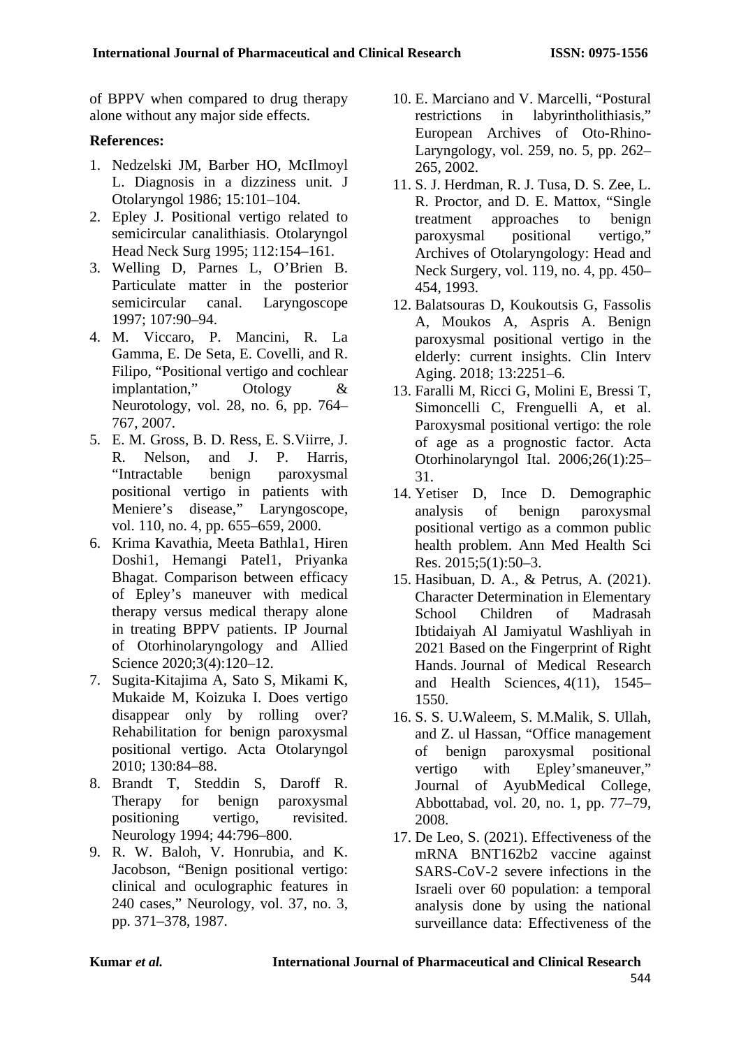of BPPV when compared to drug therapy alone without any major side effects.

**References:**

1. Nedzelski JM, Barber HO, McIlmoyl L. Diagnosis in a dizziness unit. J Otolaryngol 1986; 15:101–104.
2. Epley J. Positional vertigo related to semicircular canalithiasis. Otolaryngol Head Neck Surg 1995; 112:154–161.
3. Welling D, Parnes L, O'Brien B. Particulate matter in the posterior semicircular canal. Laryngoscope 1997; 107:90–94.
4. M. Viccaro, P. Mancini, R. La Gamma, E. De Seta, E. Covelli, and R. Filipo, "Positional vertigo and cochlear implantation," Otology & Neurotology, vol. 28, no. 6, pp. 764–767, 2007.
5. E. M. Gross, B. D. Ress, E. S.Viirre, J. R. Nelson, and J. P. Harris, "Intractable benign paroxysmal positional vertigo in patients with Meniere's disease," Laryngoscope, vol. 110, no. 4, pp. 655–659, 2000.
6. Krima Kavathia, Meeta Bathla1, Hiren Doshi1, Hemangi Patel1, Priyanka Bhagat. Comparison between efficacy of Epley's maneuver with medical therapy versus medical therapy alone in treating BPPV patients. IP Journal of Otorhinolaryngology and Allied Science 2020;3(4):120–12.
7. Sugita-Kitajima A, Sato S, Mikami K, Mukaide M, Koizuka I. Does vertigo disappear only by rolling over? Rehabilitation for benign paroxysmal positional vertigo. Acta Otolaryngol 2010; 130:84–88.
8. Brandt T, Steddin S, Daroff R. Therapy for benign paroxysmal positioning vertigo, revisited. Neurology 1994; 44:796–800.
9. R. W. Baloh, V. Honrubia, and K. Jacobson, "Benign positional vertigo: clinical and oculographic features in 240 cases," Neurology, vol. 37, no. 3, pp. 371–378, 1987.
10. E. Marciano and V. Marcelli, "Postural restrictions in labyrintholithiasis," European Archives of Oto-Rhino-Laryngology, vol. 259, no. 5, pp. 262–265, 2002.
11. S. J. Herdman, R. J. Tusa, D. S. Zee, L. R. Proctor, and D. E. Mattox, "Single treatment approaches to benign paroxysmal positional vertigo," Archives of Otolaryngology: Head and Neck Surgery, vol. 119, no. 4, pp. 450–454, 1993.
12. Balatsouras D, Koukoutsis G, Fassolis A, Moukos A, Aspris A. Benign paroxysmal positional vertigo in the elderly: current insights. Clin Interv Aging. 2018; 13:2251–6.
13. Faralli M, Ricci G, Molini E, Bressi T, Simoncelli C, Frenguelli A, et al. Paroxysmal positional vertigo: the role of age as a prognostic factor. Acta Otorhinolaryngol Ital. 2006;26(1):25–31.
14. Yetiser D, Ince D. Demographic analysis of benign paroxysmal positional vertigo as a common public health problem. Ann Med Health Sci Res. 2015;5(1):50–3.
15. Hasibuan, D. A., & Petrus, A. (2021). Character Determination in Elementary School Children of Madrasah Ibtidaiyah Al Jamiyatul Washliyah in 2021 Based on the Fingerprint of Right Hands. Journal of Medical Research and Health Sciences, 4(11), 1545–1550.
16. S. S. U.Waleem, S. M.Malik, S. Ullah, and Z. ul Hassan, "Office management of benign paroxysmal positional vertigo with Epley'smaneuver," Journal of AyubMedical College, Abbottabad, vol. 20, no. 1, pp. 77–79, 2008.
17. De Leo, S. (2021). Effectiveness of the mRNA BNT162b2 vaccine against SARS-CoV-2 severe infections in the Israeli over 60 population: a temporal analysis done by using the national surveillance data: Effectiveness of the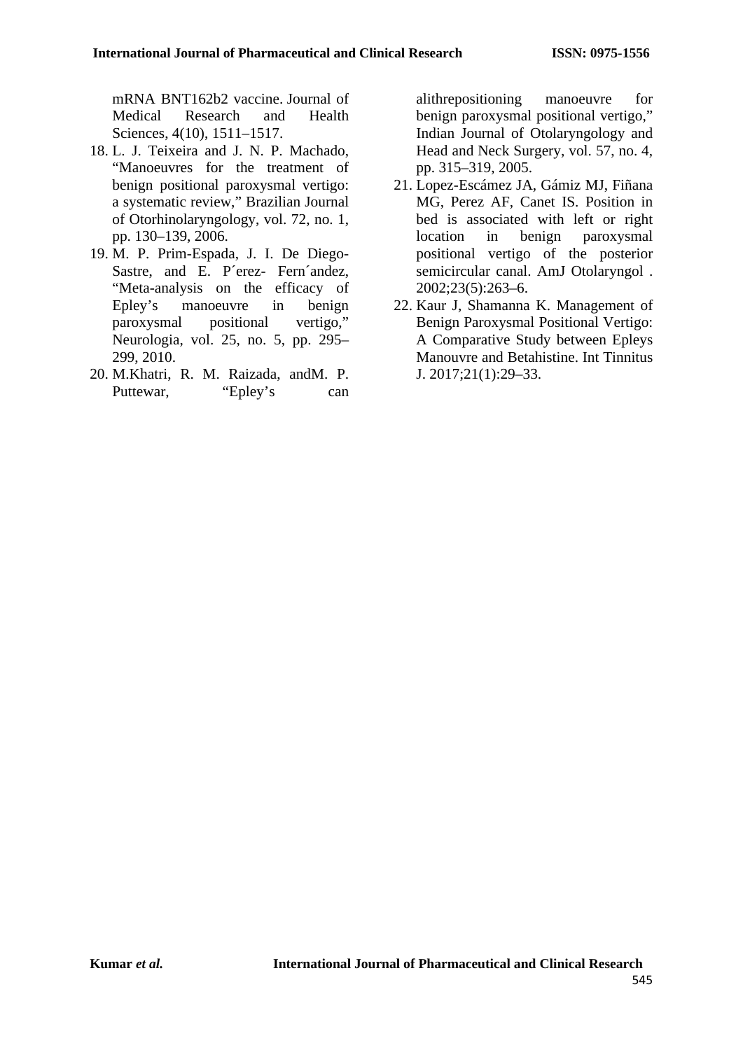mRNA BNT162b2 vaccine. Journal of Medical Research and Health Sciences, 4(10), 1511–1517.

18. L. J. Teixeira and J. N. P. Machado, "Manoeuvres for the treatment of benign positional paroxysmal vertigo: a systematic review," Brazilian Journal of Otorhinolaryngology, vol. 72, no. 1, pp. 130–139, 2006.
19. M. P. Prim-Espada, J. I. De Diego-Sastre, and E. P´erez- Fern´andez, "Meta-analysis on the efficacy of Epley's manoeuvre in benign paroxysmal positional vertigo," Neurologia, vol. 25, no. 5, pp. 295–299, 2010.
20. M.Khatri, R. M. Raizada, andM. P. Puttewar, "Epley's can alithrepositioning manoeuvre for benign paroxysmal positional vertigo," Indian Journal of Otolaryngology and Head and Neck Surgery, vol. 57, no. 4, pp. 315–319, 2005.
21. Lopez-Escámez JA, Gámiz MJ, Fiñana MG, Perez AF, Canet IS. Position in bed is associated with left or right location in benign paroxysmal positional vertigo of the posterior semicircular canal. AmJ Otolaryngol . 2002;23(5):263–6.
22. Kaur J, Shamanna K. Management of Benign Paroxysmal Positional Vertigo: A Comparative Study between Epleys Manouvre and Betahistine. Int Tinnitus J. 2017;21(1):29–33.